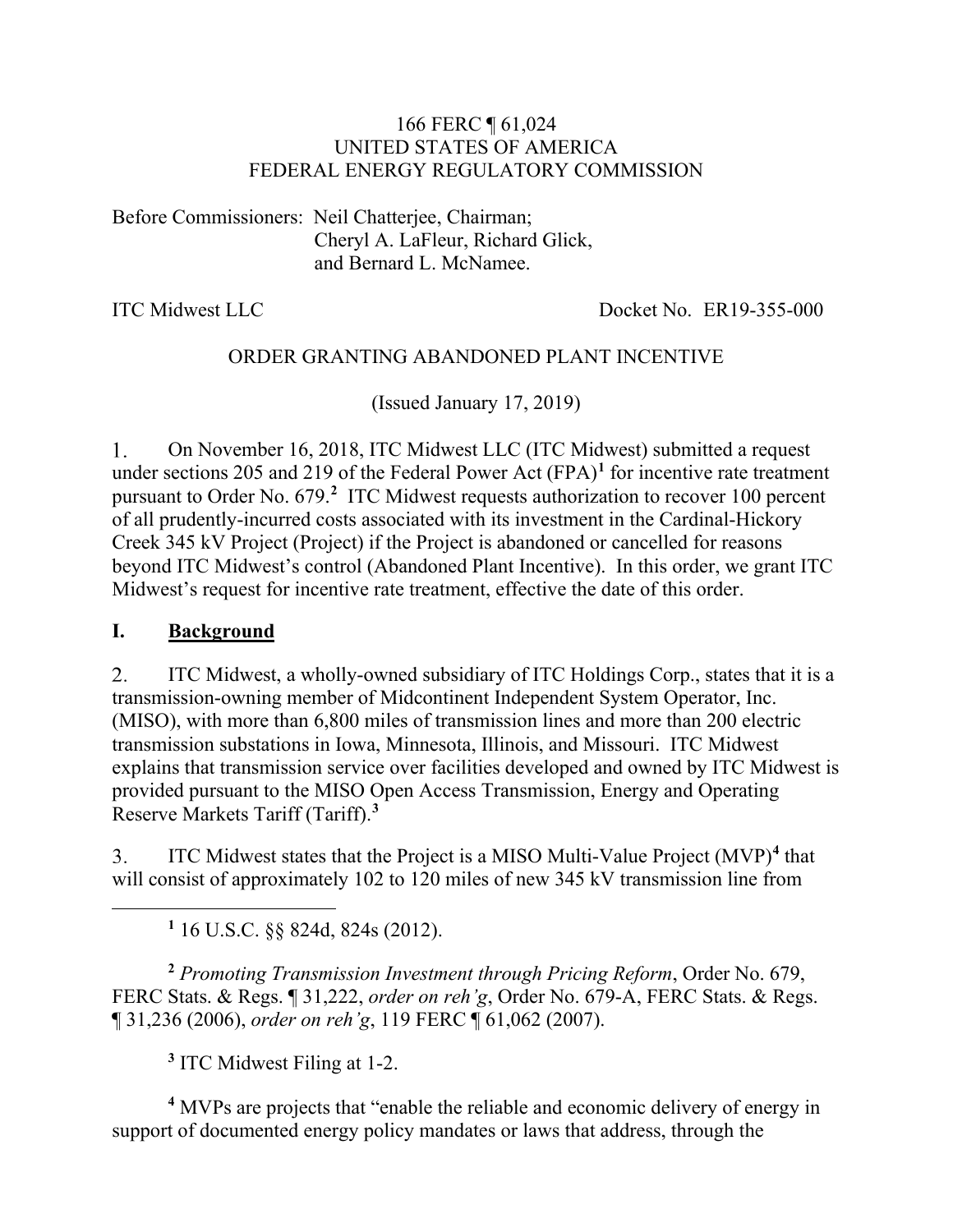166 FERC ¶ 61,024
UNITED STATES OF AMERICA
FEDERAL ENERGY REGULATORY COMMISSION

Before Commissioners: Neil Chatterjee, Chairman;
Cheryl A. LaFleur, Richard Glick,
and Bernard L. McNamee.

ITC Midwest LLC Docket No. ER19-355-000

ORDER GRANTING ABANDONED PLANT INCENTIVE

(Issued January 17, 2019)

1. On November 16, 2018, ITC Midwest LLC (ITC Midwest) submitted a request under sections 205 and 219 of the Federal Power Act (FPA)[1] for incentive rate treatment pursuant to Order No. 679.[2] ITC Midwest requests authorization to recover 100 percent of all prudently-incurred costs associated with its investment in the Cardinal-Hickory Creek 345 kV Project (Project) if the Project is abandoned or cancelled for reasons beyond ITC Midwest's control (Abandoned Plant Incentive). In this order, we grant ITC Midwest's request for incentive rate treatment, effective the date of this order.

## I. Background

2. ITC Midwest, a wholly-owned subsidiary of ITC Holdings Corp., states that it is a transmission-owning member of Midcontinent Independent System Operator, Inc. (MISO), with more than 6,800 miles of transmission lines and more than 200 electric transmission substations in Iowa, Minnesota, Illinois, and Missouri. ITC Midwest explains that transmission service over facilities developed and owned by ITC Midwest is provided pursuant to the MISO Open Access Transmission, Energy and Operating Reserve Markets Tariff (Tariff).[3]

3. ITC Midwest states that the Project is a MISO Multi-Value Project (MVP)[4] that will consist of approximately 102 to 120 miles of new 345 kV transmission line from

---

[1] 16 U.S.C. §§ 824d, 824s (2012).

[2] *Promoting Transmission Investment through Pricing Reform*, Order No. 679, FERC Stats. & Regs. ¶ 31,222, *order on reh'g*, Order No. 679-A, FERC Stats. & Regs. ¶ 31,236 (2006), *order on reh'g*, 119 FERC ¶ 61,062 (2007).

[3] ITC Midwest Filing at 1-2.

[4] MVPs are projects that "enable the reliable and economic delivery of energy in support of documented energy policy mandates or laws that address, through the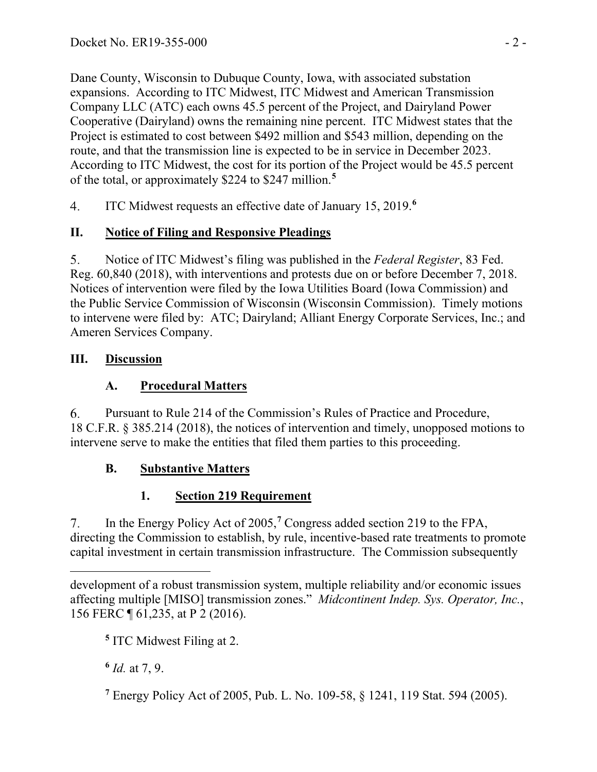Dane County, Wisconsin to Dubuque County, Iowa, with associated substation expansions. According to ITC Midwest, ITC Midwest and American Transmission Company LLC (ATC) each owns 45.5 percent of the Project, and Dairyland Power Cooperative (Dairyland) owns the remaining nine percent. ITC Midwest states that the Project is estimated to cost between $492 million and $543 million, depending on the route, and that the transmission line is expected to be in service in December 2023. According to ITC Midwest, the cost for its portion of the Project would be 45.5 percent of the total, or approximately $224 to $247 million.[5]

4. ITC Midwest requests an effective date of January 15, 2019.[6]

## II. Notice of Filing and Responsive Pleadings

5. Notice of ITC Midwest's filing was published in the *Federal Register*, 83 Fed. Reg. 60,840 (2018), with interventions and protests due on or before December 7, 2018. Notices of intervention were filed by the Iowa Utilities Board (Iowa Commission) and the Public Service Commission of Wisconsin (Wisconsin Commission). Timely motions to intervene were filed by: ATC; Dairyland; Alliant Energy Corporate Services, Inc.; and Ameren Services Company.

## III. Discussion

### A. Procedural Matters

6. Pursuant to Rule 214 of the Commission's Rules of Practice and Procedure, 18 C.F.R. § 385.214 (2018), the notices of intervention and timely, unopposed motions to intervene serve to make the entities that filed them parties to this proceeding.

### B. Substantive Matters

#### 1. Section 219 Requirement

7. In the Energy Policy Act of 2005,[7] Congress added section 219 to the FPA, directing the Commission to establish, by rule, incentive-based rate treatments to promote capital investment in certain transmission infrastructure. The Commission subsequently

---

development of a robust transmission system, multiple reliability and/or economic issues affecting multiple [MISO] transmission zones." *Midcontinent Indep. Sys. Operator, Inc.*, 156 FERC ¶ 61,235, at P 2 (2016).

[5] ITC Midwest Filing at 2.

[6] *Id.* at 7, 9.

[7] Energy Policy Act of 2005, Pub. L. No. 109-58, § 1241, 119 Stat. 594 (2005).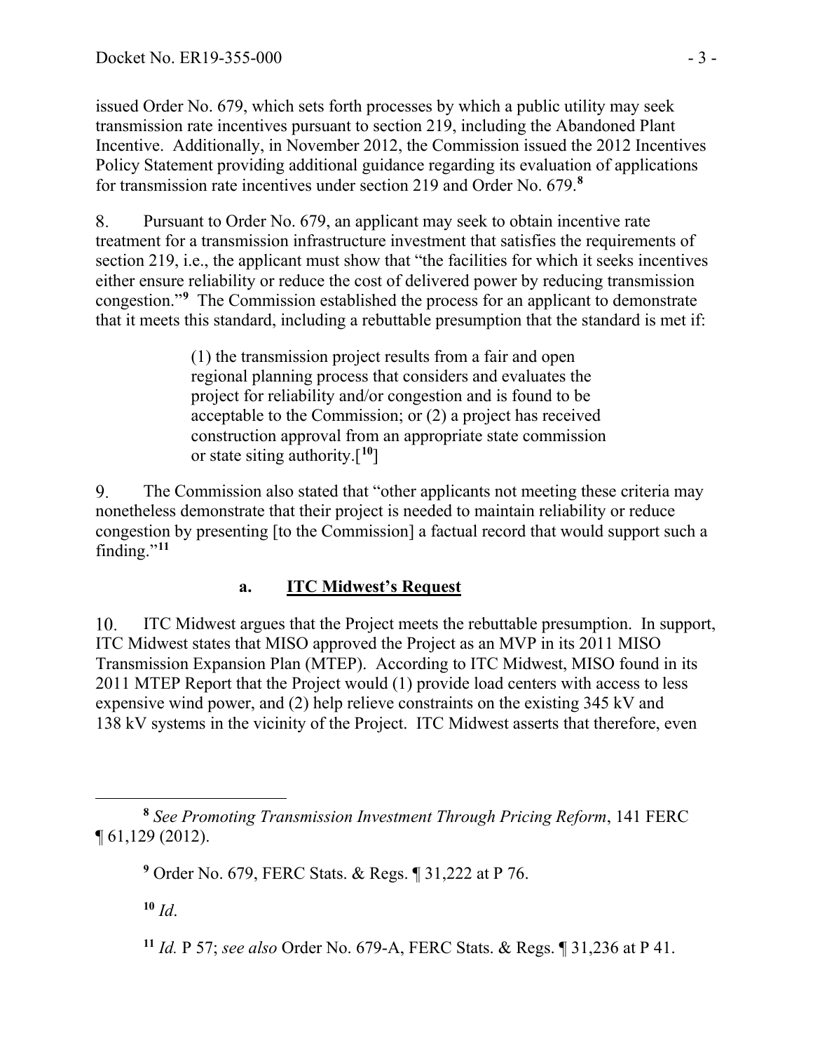issued Order No. 679, which sets forth processes by which a public utility may seek transmission rate incentives pursuant to section 219, including the Abandoned Plant Incentive. Additionally, in November 2012, the Commission issued the 2012 Incentives Policy Statement providing additional guidance regarding its evaluation of applications for transmission rate incentives under section 219 and Order No. 679.[8]

8. Pursuant to Order No. 679, an applicant may seek to obtain incentive rate treatment for a transmission infrastructure investment that satisfies the requirements of section 219, i.e., the applicant must show that "the facilities for which it seeks incentives either ensure reliability or reduce the cost of delivered power by reducing transmission congestion."[9] The Commission established the process for an applicant to demonstrate that it meets this standard, including a rebuttable presumption that the standard is met if:

> (1) the transmission project results from a fair and open regional planning process that considers and evaluates the project for reliability and/or congestion and is found to be acceptable to the Commission; or (2) a project has received construction approval from an appropriate state commission or state siting authority.[10]

9. The Commission also stated that "other applicants not meeting these criteria may nonetheless demonstrate that their project is needed to maintain reliability or reduce congestion by presenting [to the Commission] a factual record that would support such a finding."[11]

### a. ITC Midwest's Request

10. ITC Midwest argues that the Project meets the rebuttable presumption. In support, ITC Midwest states that MISO approved the Project as an MVP in its 2011 MISO Transmission Expansion Plan (MTEP). According to ITC Midwest, MISO found in its 2011 MTEP Report that the Project would (1) provide load centers with access to less expensive wind power, and (2) help relieve constraints on the existing 345 kV and 138 kV systems in the vicinity of the Project. ITC Midwest asserts that therefore, even

---

[8] *See Promoting Transmission Investment Through Pricing Reform*, 141 FERC ¶ 61,129 (2012).

[9] Order No. 679, FERC Stats. & Regs. ¶ 31,222 at P 76.

[10] *Id*.

[11] *Id.* P 57; *see also* Order No. 679-A, FERC Stats. & Regs. ¶ 31,236 at P 41.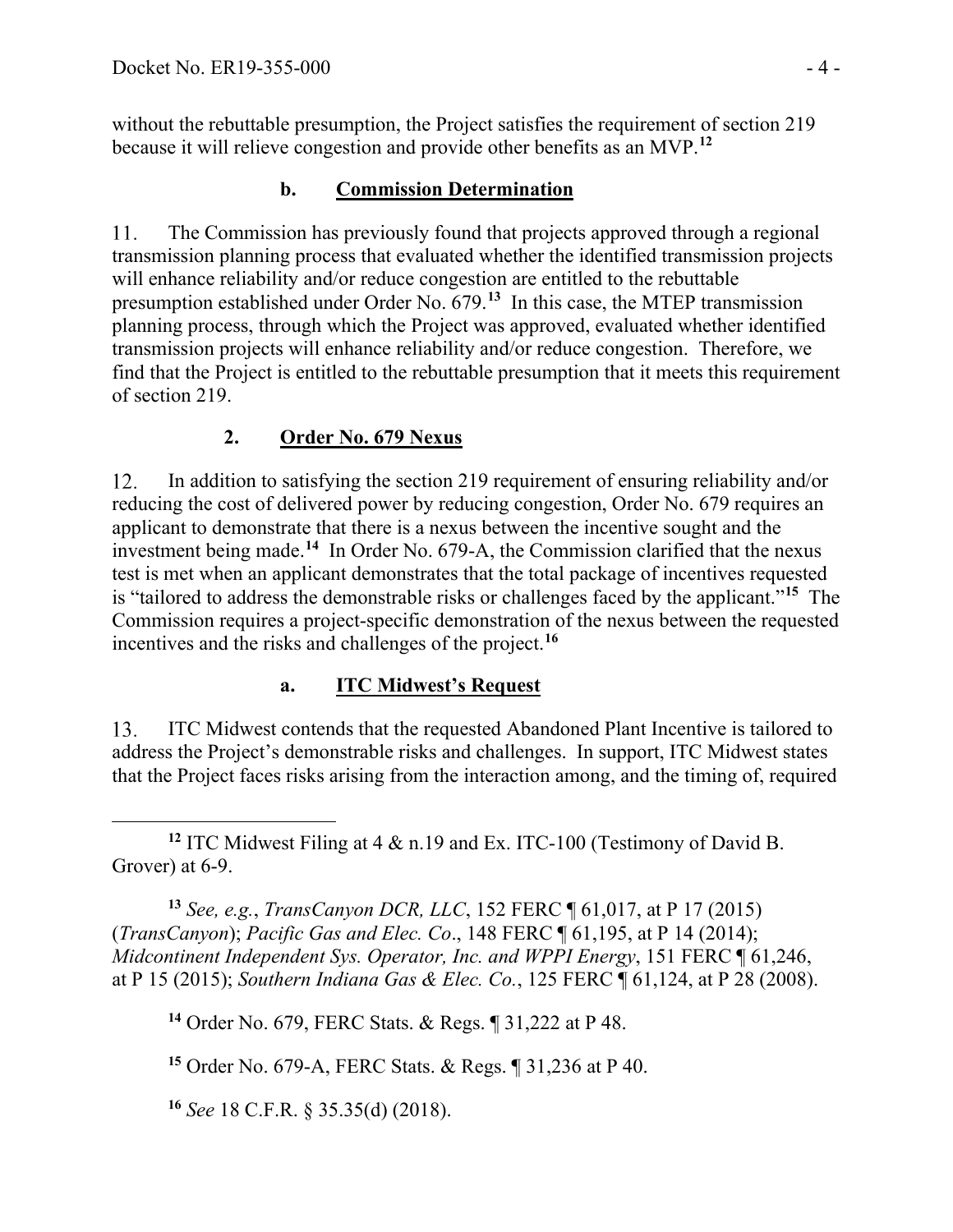without the rebuttable presumption, the Project satisfies the requirement of section 219 because it will relieve congestion and provide other benefits as an MVP.[12]

### b. Commission Determination

11. The Commission has previously found that projects approved through a regional transmission planning process that evaluated whether the identified transmission projects will enhance reliability and/or reduce congestion are entitled to the rebuttable presumption established under Order No. 679.[13] In this case, the MTEP transmission planning process, through which the Project was approved, evaluated whether identified transmission projects will enhance reliability and/or reduce congestion. Therefore, we find that the Project is entitled to the rebuttable presumption that it meets this requirement of section 219.

## 2. Order No. 679 Nexus

12. In addition to satisfying the section 219 requirement of ensuring reliability and/or reducing the cost of delivered power by reducing congestion, Order No. 679 requires an applicant to demonstrate that there is a nexus between the incentive sought and the investment being made.[14] In Order No. 679-A, the Commission clarified that the nexus test is met when an applicant demonstrates that the total package of incentives requested is "tailored to address the demonstrable risks or challenges faced by the applicant."[15] The Commission requires a project-specific demonstration of the nexus between the requested incentives and the risks and challenges of the project.[16]

### a. ITC Midwest's Request

13. ITC Midwest contends that the requested Abandoned Plant Incentive is tailored to address the Project's demonstrable risks and challenges. In support, ITC Midwest states that the Project faces risks arising from the interaction among, and the timing of, required

---

[12] ITC Midwest Filing at 4 & n.19 and Ex. ITC-100 (Testimony of David B. Grover) at 6-9.

[13] *See, e.g.*, *TransCanyon DCR, LLC*, 152 FERC ¶ 61,017, at P 17 (2015) (*TransCanyon*); *Pacific Gas and Elec. Co*., 148 FERC ¶ 61,195, at P 14 (2014); *Midcontinent Independent Sys. Operator, Inc. and WPPI Energy*, 151 FERC ¶ 61,246, at P 15 (2015); *Southern Indiana Gas & Elec. Co.*, 125 FERC ¶ 61,124, at P 28 (2008).

[14] Order No. 679, FERC Stats. & Regs. ¶ 31,222 at P 48.

[15] Order No. 679-A, FERC Stats. & Regs. ¶ 31,236 at P 40.

[16] *See* 18 C.F.R. § 35.35(d) (2018).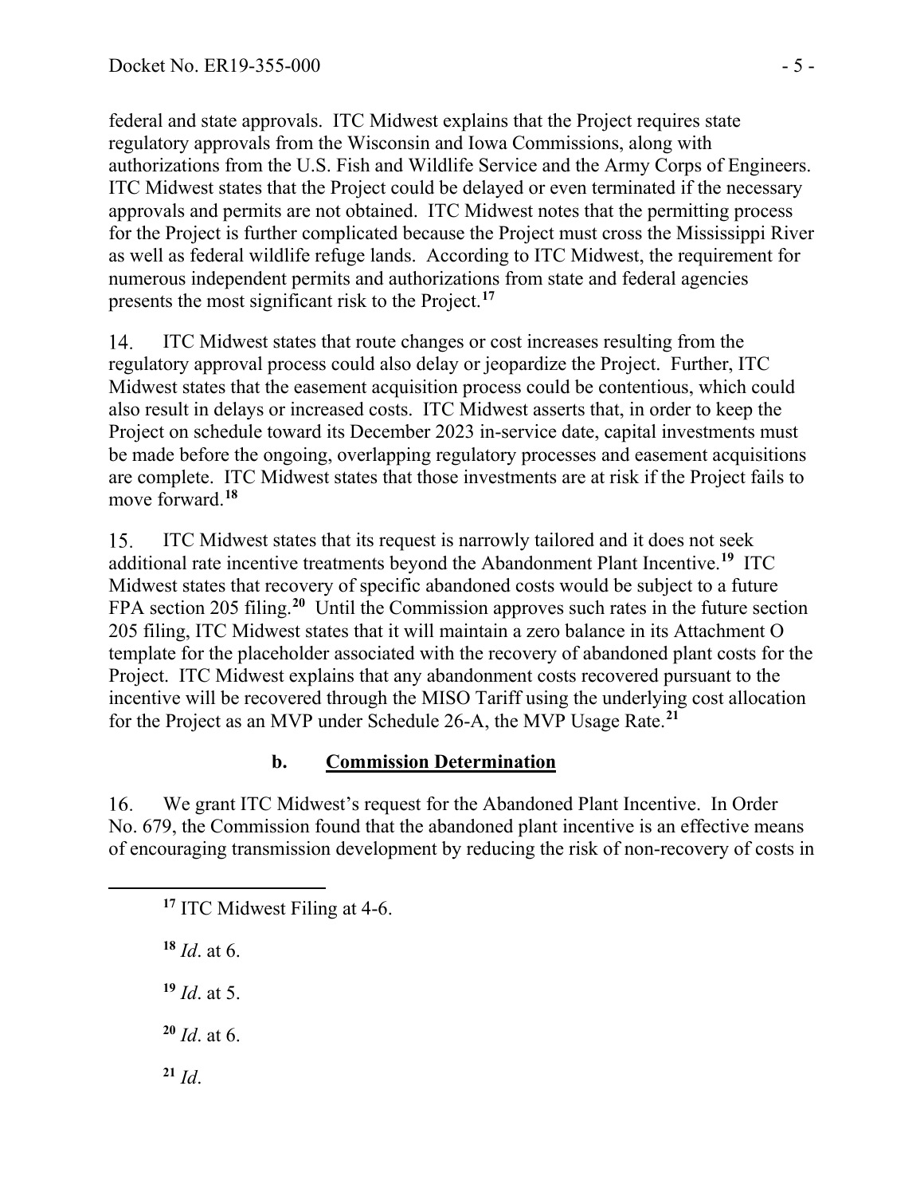federal and state approvals. ITC Midwest explains that the Project requires state regulatory approvals from the Wisconsin and Iowa Commissions, along with authorizations from the U.S. Fish and Wildlife Service and the Army Corps of Engineers. ITC Midwest states that the Project could be delayed or even terminated if the necessary approvals and permits are not obtained. ITC Midwest notes that the permitting process for the Project is further complicated because the Project must cross the Mississippi River as well as federal wildlife refuge lands. According to ITC Midwest, the requirement for numerous independent permits and authorizations from state and federal agencies presents the most significant risk to the Project.[17]

14. ITC Midwest states that route changes or cost increases resulting from the regulatory approval process could also delay or jeopardize the Project. Further, ITC Midwest states that the easement acquisition process could be contentious, which could also result in delays or increased costs. ITC Midwest asserts that, in order to keep the Project on schedule toward its December 2023 in-service date, capital investments must be made before the ongoing, overlapping regulatory processes and easement acquisitions are complete. ITC Midwest states that those investments are at risk if the Project fails to move forward.[18]

15. ITC Midwest states that its request is narrowly tailored and it does not seek additional rate incentive treatments beyond the Abandonment Plant Incentive.[19] ITC Midwest states that recovery of specific abandoned costs would be subject to a future FPA section 205 filing.[20] Until the Commission approves such rates in the future section 205 filing, ITC Midwest states that it will maintain a zero balance in its Attachment O template for the placeholder associated with the recovery of abandoned plant costs for the Project. ITC Midwest explains that any abandonment costs recovered pursuant to the incentive will be recovered through the MISO Tariff using the underlying cost allocation for the Project as an MVP under Schedule 26-A, the MVP Usage Rate.[21]

### b. Commission Determination

16. We grant ITC Midwest's request for the Abandoned Plant Incentive. In Order No. 679, the Commission found that the abandoned plant incentive is an effective means of encouraging transmission development by reducing the risk of non-recovery of costs in

---

[17] ITC Midwest Filing at 4-6.

[18] *Id*. at 6.

[19] *Id*. at 5.

[20] *Id*. at 6.

[21] *Id*.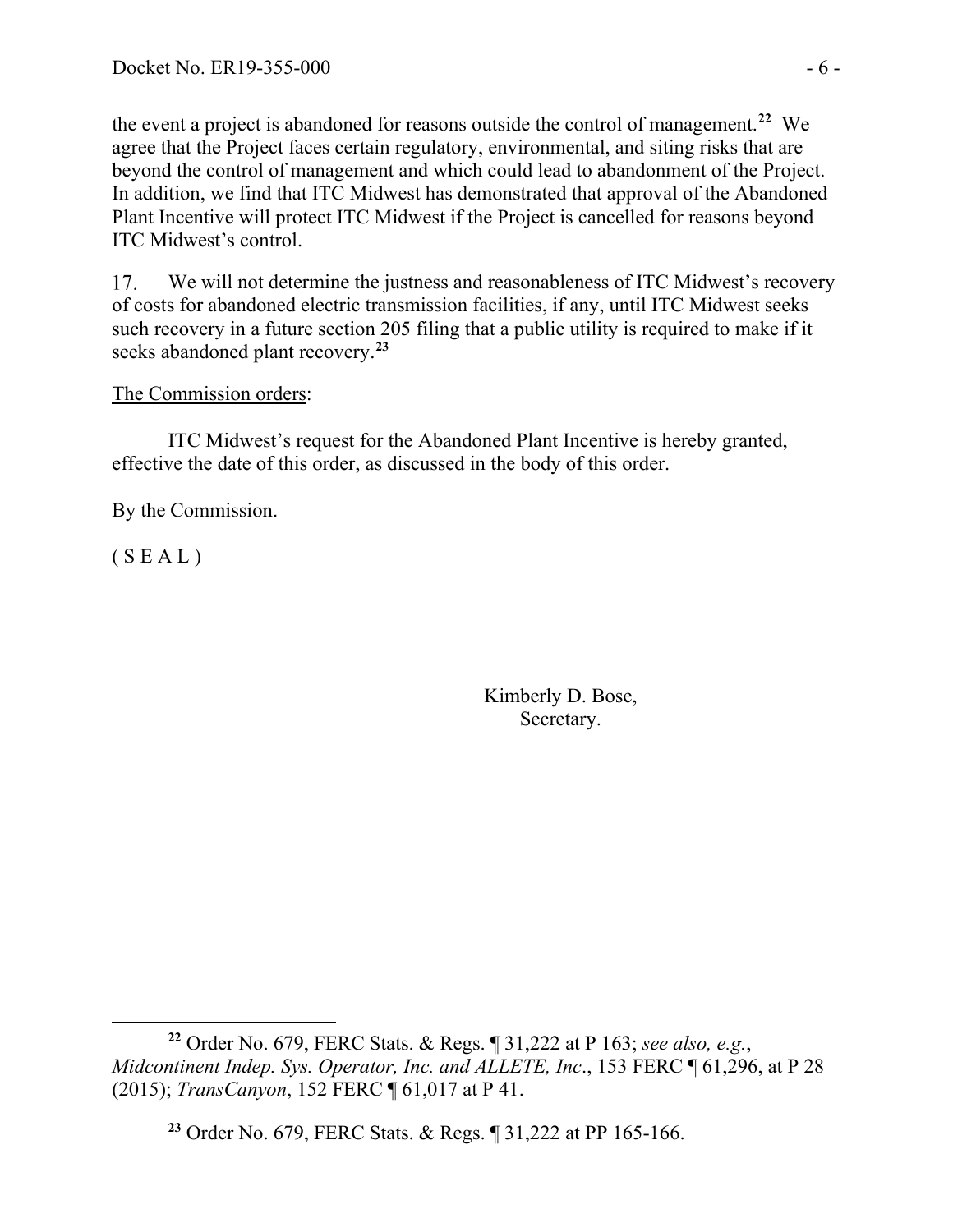the event a project is abandoned for reasons outside the control of management.[22] We agree that the Project faces certain regulatory, environmental, and siting risks that are beyond the control of management and which could lead to abandonment of the Project. In addition, we find that ITC Midwest has demonstrated that approval of the Abandoned Plant Incentive will protect ITC Midwest if the Project is cancelled for reasons beyond ITC Midwest's control.

17. We will not determine the justness and reasonableness of ITC Midwest's recovery of costs for abandoned electric transmission facilities, if any, until ITC Midwest seeks such recovery in a future section 205 filing that a public utility is required to make if it seeks abandoned plant recovery.[23]

<u>The Commission orders</u>:

ITC Midwest's request for the Abandoned Plant Incentive is hereby granted, effective the date of this order, as discussed in the body of this order.

By the Commission.

( S E A L )

Kimberly D. Bose,
Secretary.

---

[22] Order No. 679, FERC Stats. & Regs. ¶ 31,222 at P 163; *see also, e.g.*, *Midcontinent Indep. Sys. Operator, Inc. and ALLETE, Inc*., 153 FERC ¶ 61,296, at P 28 (2015); *TransCanyon*, 152 FERC ¶ 61,017 at P 41.

[23] Order No. 679, FERC Stats. & Regs. ¶ 31,222 at PP 165-166.